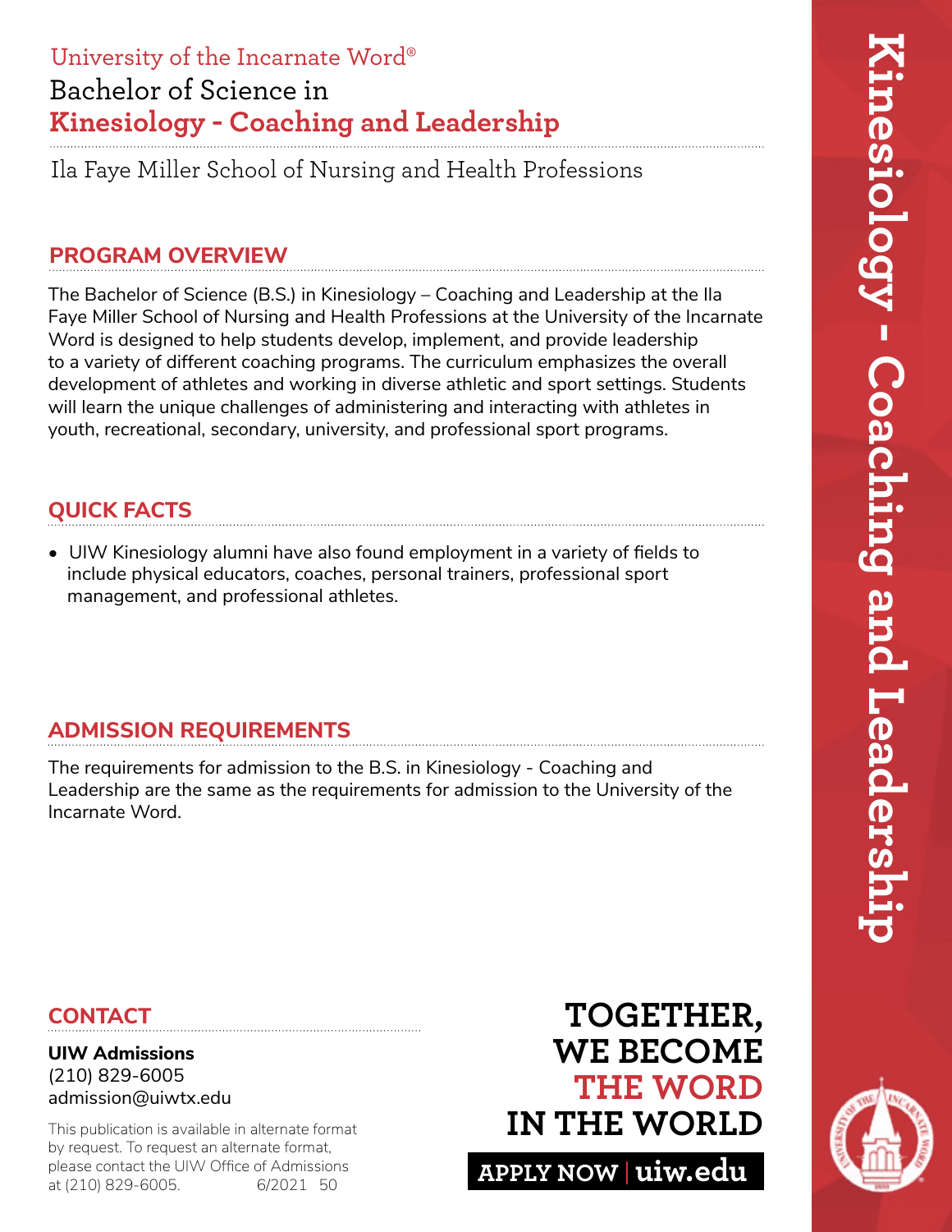University of the Incarnate Word®

# Bachelor of Science in **Kinesiology - Coaching and Leadership**

Ila Faye Miller School of Nursing and Health Professions

## PROGRAM OVERVIEW

The Bachelor of Science (B.S.) in Kinesiology – Coaching and Leadership at the Ila Faye Miller School of Nursing and Health Professions at the University of the Incarnate Word is designed to help students develop, implement, and provide leadership to a variety of different coaching programs. The curriculum emphasizes the overall development of athletes and working in diverse athletic and sport settings. Students will learn the unique challenges of administering and interacting with athletes in youth, recreational, secondary, university, and professional sport programs.

## QUICK FACTS

- UIW Kinesiology alumni have also found employment in a variety of fields to include physical educators, coaches, personal trainers, professional sport management, and professional athletes.

## ADMISSION REQUIREMENTS

The requirements for admission to the B.S. in Kinesiology - Coaching and Leadership are the same as the requirements for admission to the University of the Incarnate Word.

## CONTACT

**UIW Admissions**
(210) 829-6005
admission@uiwtx.edu

This publication is available in alternate format by request. To request an alternate format, please contact the UIW Office of Admissions at (210) 829-6005. 6/2021 50

**TOGETHER, WE BECOME THE WORD IN THE WORLD**

**APPLY NOW | uiw.edu**

Kinesiology - Coaching and Leadership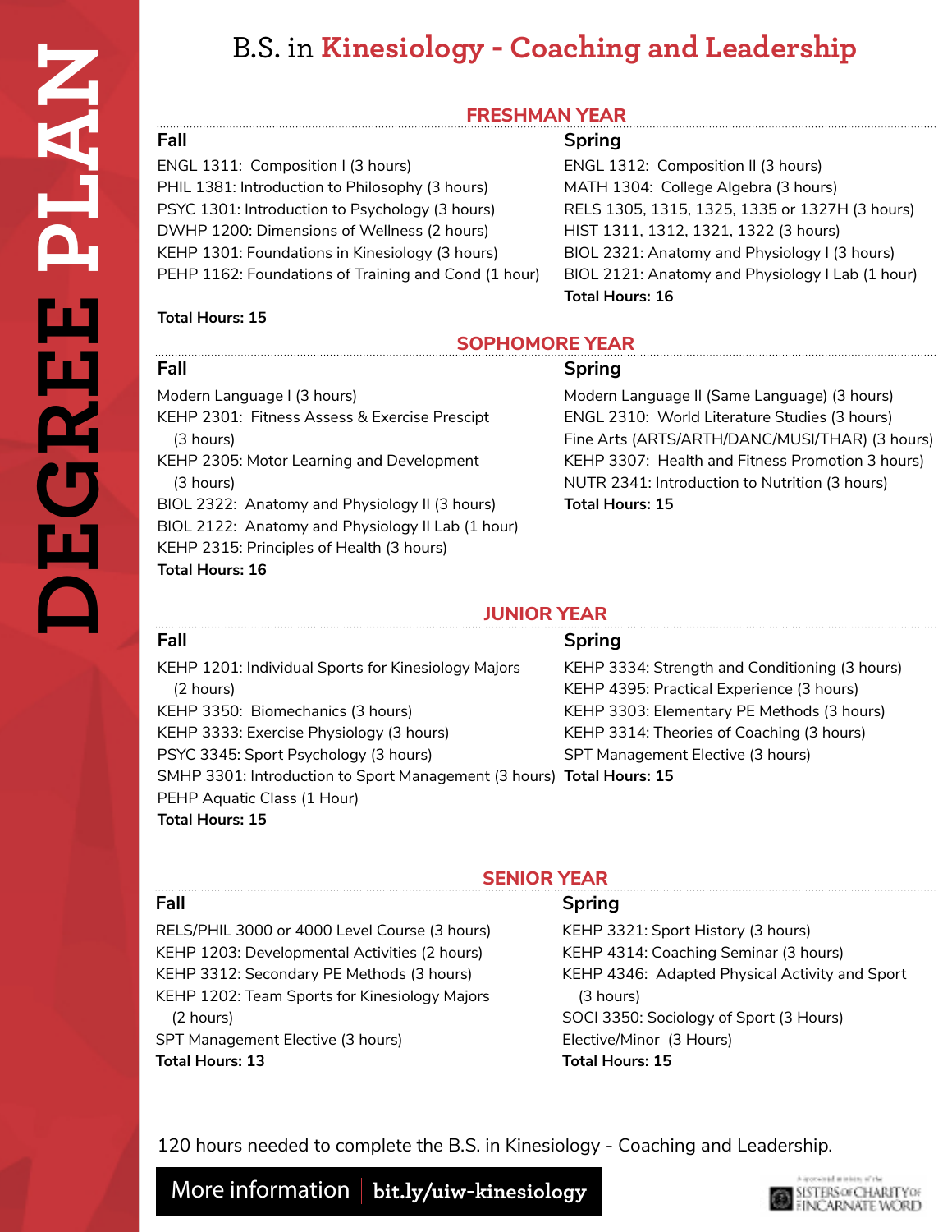# DEGREE PLAN

# B.S. in Kinesiology - Coaching and Leadership

## FRESHMAN YEAR

### Fall

ENGL 1311: Composition I (3 hours)
PHIL 1381: Introduction to Philosophy (3 hours)
PSYC 1301: Introduction to Psychology (3 hours)
DWHP 1200: Dimensions of Wellness (2 hours)
KEHP 1301: Foundations in Kinesiology (3 hours)
PEHP 1162: Foundations of Training and Cond (1 hour)

**Total Hours: 15**

### Spring

ENGL 1312: Composition II (3 hours)
MATH 1304: College Algebra (3 hours)
RELS 1305, 1315, 1325, 1335 or 1327H (3 hours)
HIST 1311, 1312, 1321, 1322 (3 hours)
BIOL 2321: Anatomy and Physiology I (3 hours)
BIOL 2121: Anatomy and Physiology I Lab (1 hour)

**Total Hours: 16**

## SOPHOMORE YEAR

### Fall

Modern Language I (3 hours)
KEHP 2301: Fitness Assess & Exercise Prescipt (3 hours)
KEHP 2305: Motor Learning and Development (3 hours)
BIOL 2322: Anatomy and Physiology II (3 hours)
BIOL 2122: Anatomy and Physiology II Lab (1 hour)
KEHP 2315: Principles of Health (3 hours)

**Total Hours: 16**

### Spring

Modern Language II (Same Language) (3 hours)
ENGL 2310: World Literature Studies (3 hours)
Fine Arts (ARTS/ARTH/DANC/MUSI/THAR) (3 hours)
KEHP 3307: Health and Fitness Promotion 3 hours)
NUTR 2341: Introduction to Nutrition (3 hours)

**Total Hours: 15**

## JUNIOR YEAR

### Fall

KEHP 1201: Individual Sports for Kinesiology Majors (2 hours)
KEHP 3350: Biomechanics (3 hours)
KEHP 3333: Exercise Physiology (3 hours)
PSYC 3345: Sport Psychology (3 hours)
SMHP 3301: Introduction to Sport Management (3 hours)
PEHP Aquatic Class (1 Hour)

**Total Hours: 15**

### Spring

KEHP 3334: Strength and Conditioning (3 hours)
KEHP 4395: Practical Experience (3 hours)
KEHP 3303: Elementary PE Methods (3 hours)
KEHP 3314: Theories of Coaching (3 hours)
SPT Management Elective (3 hours)

**Total Hours: 15**

## SENIOR YEAR

### Fall

RELS/PHIL 3000 or 4000 Level Course (3 hours)
KEHP 1203: Developmental Activities (2 hours)
KEHP 3312: Secondary PE Methods (3 hours)
KEHP 1202: Team Sports for Kinesiology Majors (2 hours)
SPT Management Elective (3 hours)

**Total Hours: 13**

### Spring

KEHP 3321: Sport History (3 hours)
KEHP 4314: Coaching Seminar (3 hours)
KEHP 4346: Adapted Physical Activity and Sport (3 hours)
SOCI 3350: Sociology of Sport (3 Hours)
Elective/Minor (3 Hours)

**Total Hours: 15**

120 hours needed to complete the B.S. in Kinesiology - Coaching and Leadership.

More information | bit.ly/uiw-kinesiology

A sponsored ministry of the Sisters of Charity of the Incarnate Word